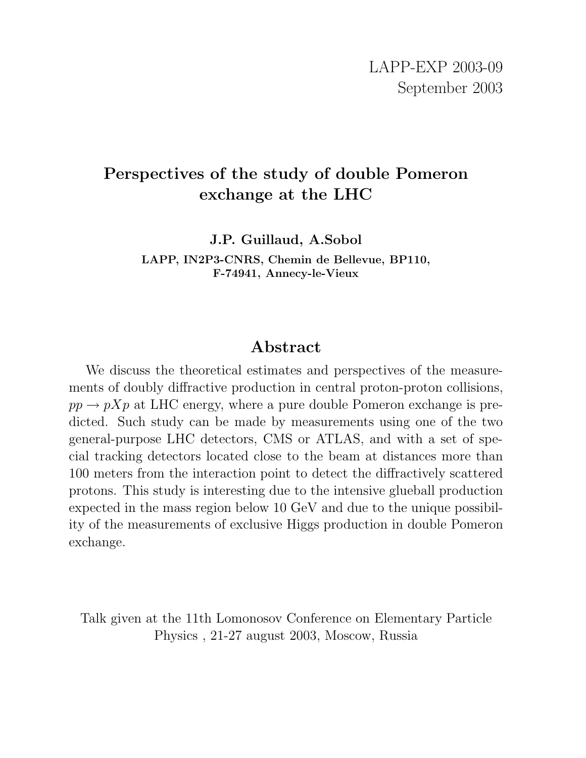LAPP-EXP 2003-09
September 2003

# Perspectives of the study of double Pomeron exchange at the LHC

**J.P. Guillaud, A.Sobol**

**LAPP, IN2P3-CNRS, Chemin de Bellevue, BP110, F-74941, Annecy-le-Vieux**

## Abstract

We discuss the theoretical estimates and perspectives of the measurements of doubly diffractive production in central proton-proton collisions, $pp \to pXp$ at LHC energy, where a pure double Pomeron exchange is predicted. Such study can be made by measurements using one of the two general-purpose LHC detectors, CMS or ATLAS, and with a set of special tracking detectors located close to the beam at distances more than 100 meters from the interaction point to detect the diffractively scattered protons. This study is interesting due to the intensive glueball production expected in the mass region below 10 GeV and due to the unique possibility of the measurements of exclusive Higgs production in double Pomeron exchange.

Talk given at the 11th Lomonosov Conference on Elementary Particle Physics , 21-27 august 2003, Moscow, Russia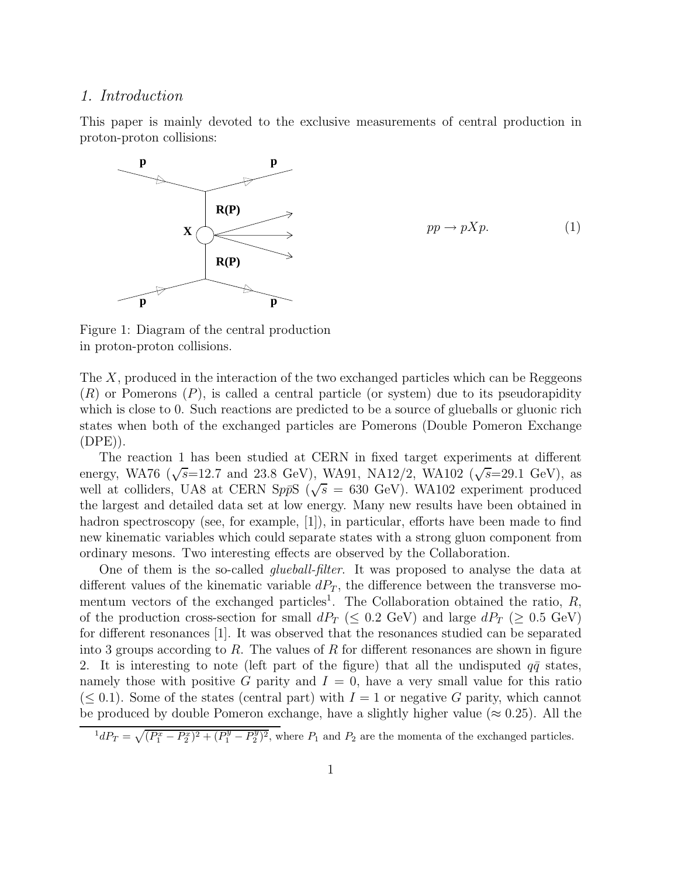## 1. Introduction

This paper is mainly devoted to the exclusive measurements of central production in proton-proton collisions:

$$pp \to pXp. \qquad (1)$$

Figure 1: Diagram of the central production in proton-proton collisions.

The $X$, produced in the interaction of the two exchanged particles which can be Reggeons ($R$) or Pomerons ($P$), is called a central particle (or system) due to its pseudorapidity which is close to 0. Such reactions are predicted to be a source of glueballs or gluonic rich states when both of the exchanged particles are Pomerons (Double Pomeron Exchange (DPE)).

The reaction 1 has been studied at CERN in fixed target experiments at different energy, WA76 ($\sqrt{s}$=12.7 and 23.8 GeV), WA91, NA12/2, WA102 ($\sqrt{s}$=29.1 GeV), as well at colliders, UA8 at CERN S$p\bar{p}$S ($\sqrt{s}$ = 630 GeV). WA102 experiment produced the largest and detailed data set at low energy. Many new results have been obtained in hadron spectroscopy (see, for example, [1]), in particular, efforts have been made to find new kinematic variables which could separate states with a strong gluon component from ordinary mesons. Two interesting effects are observed by the Collaboration.

One of them is the so-called *glueball-filter*. It was proposed to analyse the data at different values of the kinematic variable $dP_T$, the difference between the transverse momentum vectors of the exchanged particles[1]. The Collaboration obtained the ratio, $R$, of the production cross-section for small $dP_T$ ($\leq$ 0.2 GeV) and large $dP_T$ ($\geq$ 0.5 GeV) for different resonances [1]. It was observed that the resonances studied can be separated into 3 groups according to $R$. The values of $R$ for different resonances are shown in figure 2. It is interesting to note (left part of the figure) that all the undisputed $q\bar{q}$ states, namely those with positive $G$ parity and $I = 0$, have a very small value for this ratio ($\leq$ 0.1). Some of the states (central part) with $I = 1$ or negative $G$ parity, which cannot be produced by double Pomeron exchange, have a slightly higher value ($\approx$ 0.25). All the

[1] $dP_T = \sqrt{(P_1^x - P_2^x)^2 + (P_1^y - P_2^y)^2}$, where $P_1$ and $P_2$ are the momenta of the exchanged particles.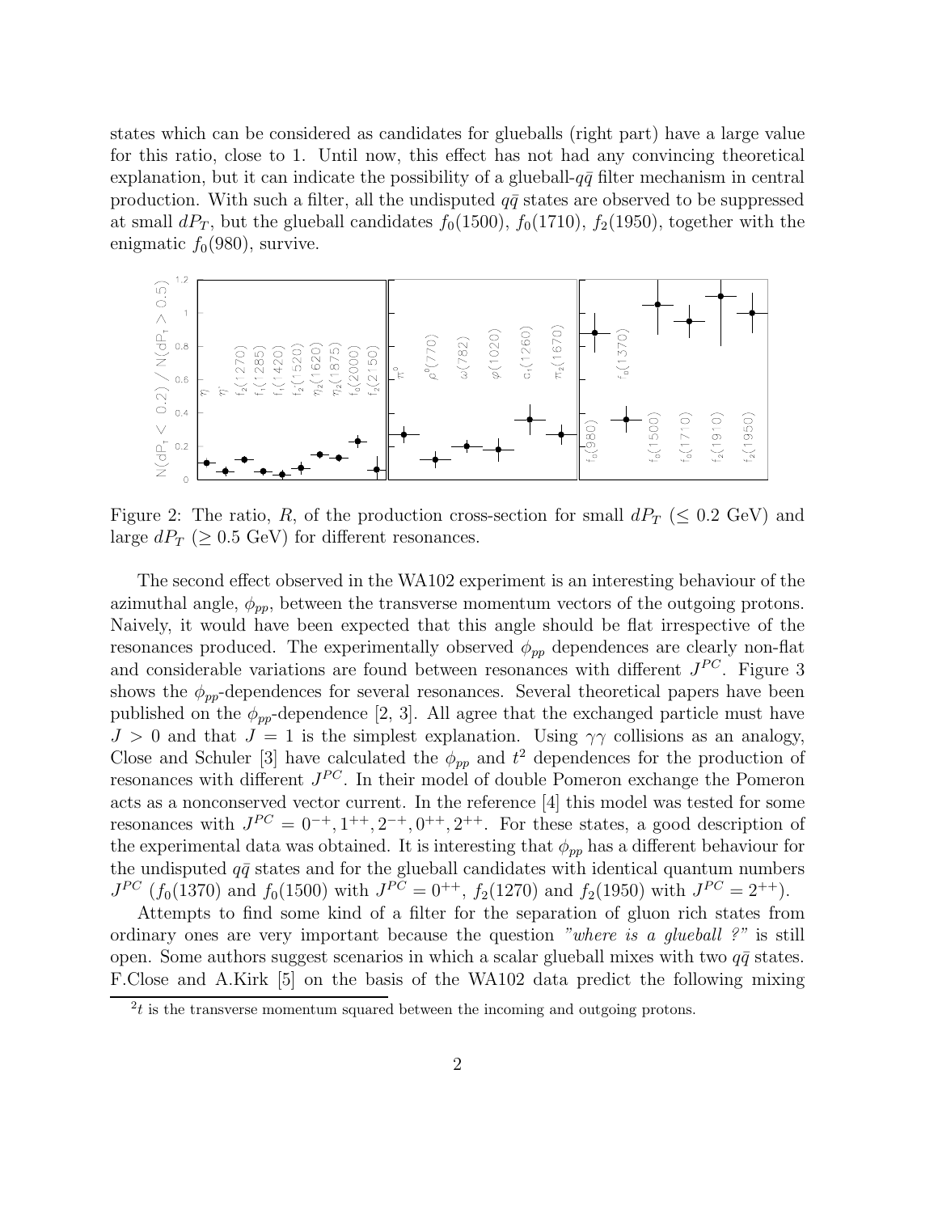states which can be considered as candidates for glueballs (right part) have a large value for this ratio, close to 1. Until now, this effect has not had any convincing theoretical explanation, but it can indicate the possibility of a glueball-$q\bar{q}$ filter mechanism in central production. With such a filter, all the undisputed $q\bar{q}$ states are observed to be suppressed at small $dP_T$, but the glueball candidates $f_0(1500)$, $f_0(1710)$, $f_2(1950)$, together with the enigmatic $f_0(980)$, survive.

Figure 2: The ratio, $R$, of the production cross-section for small $dP_T$ ($\leq 0.2$ GeV) and large $dP_T$ ($\geq 0.5$ GeV) for different resonances.

The second effect observed in the WA102 experiment is an interesting behaviour of the azimuthal angle, $\phi_{pp}$, between the transverse momentum vectors of the outgoing protons. Naively, it would have been expected that this angle should be flat irrespective of the resonances produced. The experimentally observed $\phi_{pp}$ dependences are clearly non-flat and considerable variations are found between resonances with different $J^{PC}$. Figure 3 shows the $\phi_{pp}$-dependences for several resonances. Several theoretical papers have been published on the $\phi_{pp}$-dependence [2, 3]. All agree that the exchanged particle must have $J > 0$ and that $J = 1$ is the simplest explanation. Using $\gamma\gamma$ collisions as an analogy, Close and Schuler [3] have calculated the $\phi_{pp}$ and $t$[2] dependences for the production of resonances with different $J^{PC}$. In their model of double Pomeron exchange the Pomeron acts as a nonconserved vector current. In the reference [4] this model was tested for some resonances with $J^{PC} = 0^{-+}, 1^{++}, 2^{-+}, 0^{++}, 2^{++}$. For these states, a good description of the experimental data was obtained. It is interesting that $\phi_{pp}$ has a different behaviour for the undisputed $q\bar{q}$ states and for the glueball candidates with identical quantum numbers $J^{PC}$ ($f_0(1370)$ and $f_0(1500)$ with $J^{PC} = 0^{++}$, $f_2(1270)$ and $f_2(1950)$ with $J^{PC} = 2^{++}$).

Attempts to find some kind of a filter for the separation of gluon rich states from ordinary ones are very important because the question *"where is a glueball ?"* is still open. Some authors suggest scenarios in which a scalar glueball mixes with two $q\bar{q}$ states. F.Close and A.Kirk [5] on the basis of the WA102 data predict the following mixing

[2] $t$ is the transverse momentum squared between the incoming and outgoing protons.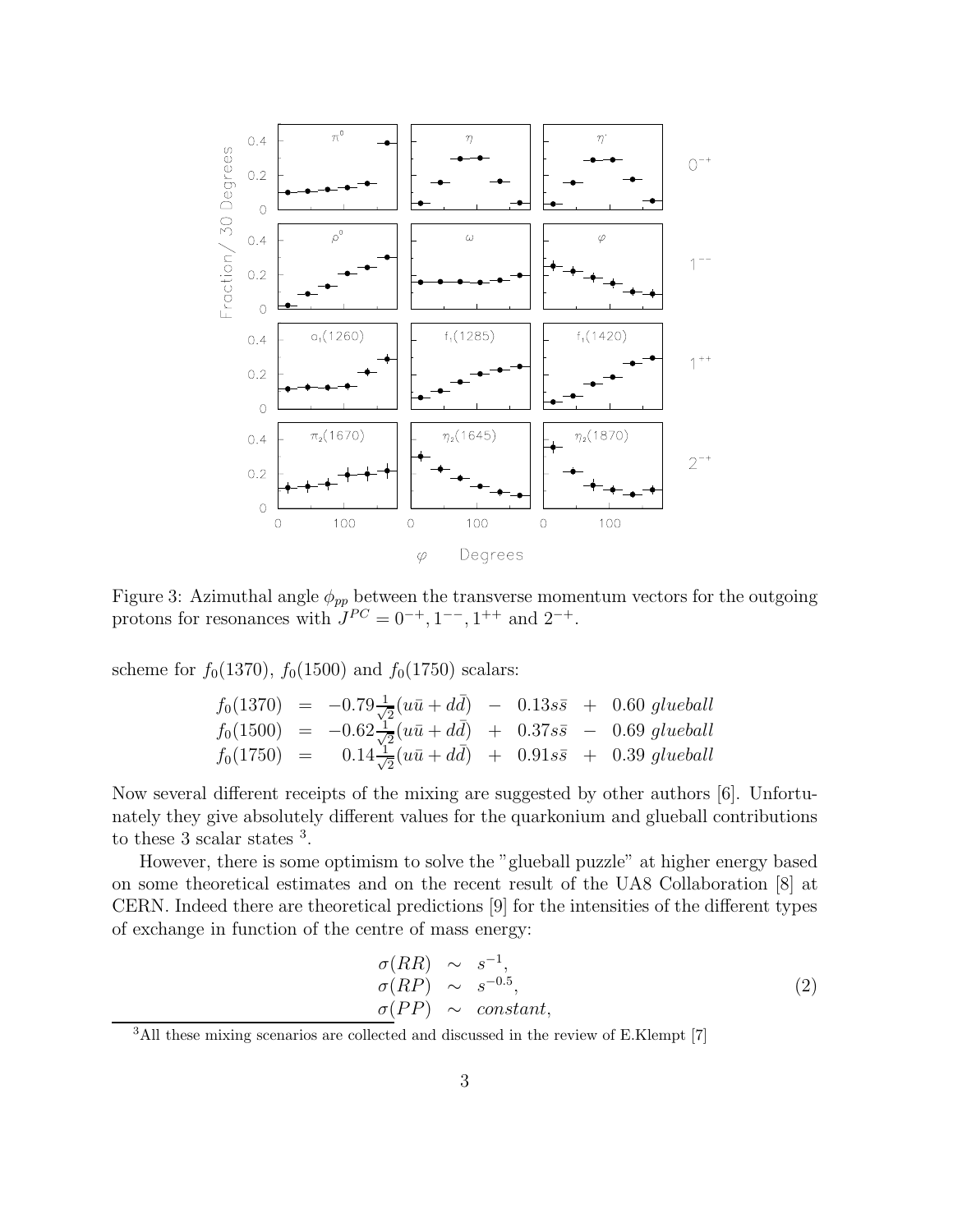Figure 3: Azimuthal angle $\phi_{pp}$ between the transverse momentum vectors for the outgoing protons for resonances with $J^{PC} = 0^{-+}, 1^{--}, 1^{++}$ and $2^{-+}$.

scheme for $f_0(1370)$, $f_0(1500)$ and $f_0(1750)$ scalars:

$$
\begin{array}{lcrcrcr}
f_0(1370) & = & -0.79\frac{1}{\sqrt{2}}(u\bar{u} + d\bar{d}) & - & 0.13s\bar{s} & + & 0.60\ glueball \\
f_0(1500) & = & -0.62\frac{1}{\sqrt{2}}(u\bar{u} + d\bar{d}) & + & 0.37s\bar{s} & - & 0.69\ glueball \\
f_0(1750) & = & 0.14\frac{1}{\sqrt{2}}(u\bar{u} + d\bar{d}) & + & 0.91s\bar{s} & + & 0.39\ glueball
\end{array}
$$

Now several different receipts of the mixing are suggested by other authors [6]. Unfortunately they give absolutely different values for the quarkonium and glueball contributions to these 3 scalar states [3].

However, there is some optimism to solve the "glueball puzzle" at higher energy based on some theoretical estimates and on the recent result of the UA8 Collaboration [8] at CERN. Indeed there are theoretical predictions [9] for the intensities of the different types of exchange in function of the centre of mass energy:

$$
\begin{array}{lcl}
\sigma(RR) & \sim & s^{-1}, \\
\sigma(RP) & \sim & s^{-0.5}, \\
\sigma(PP) & \sim & constant,
\end{array}
\tag{2}
$$

[3] All these mixing scenarios are collected and discussed in the review of E.Klempt [7]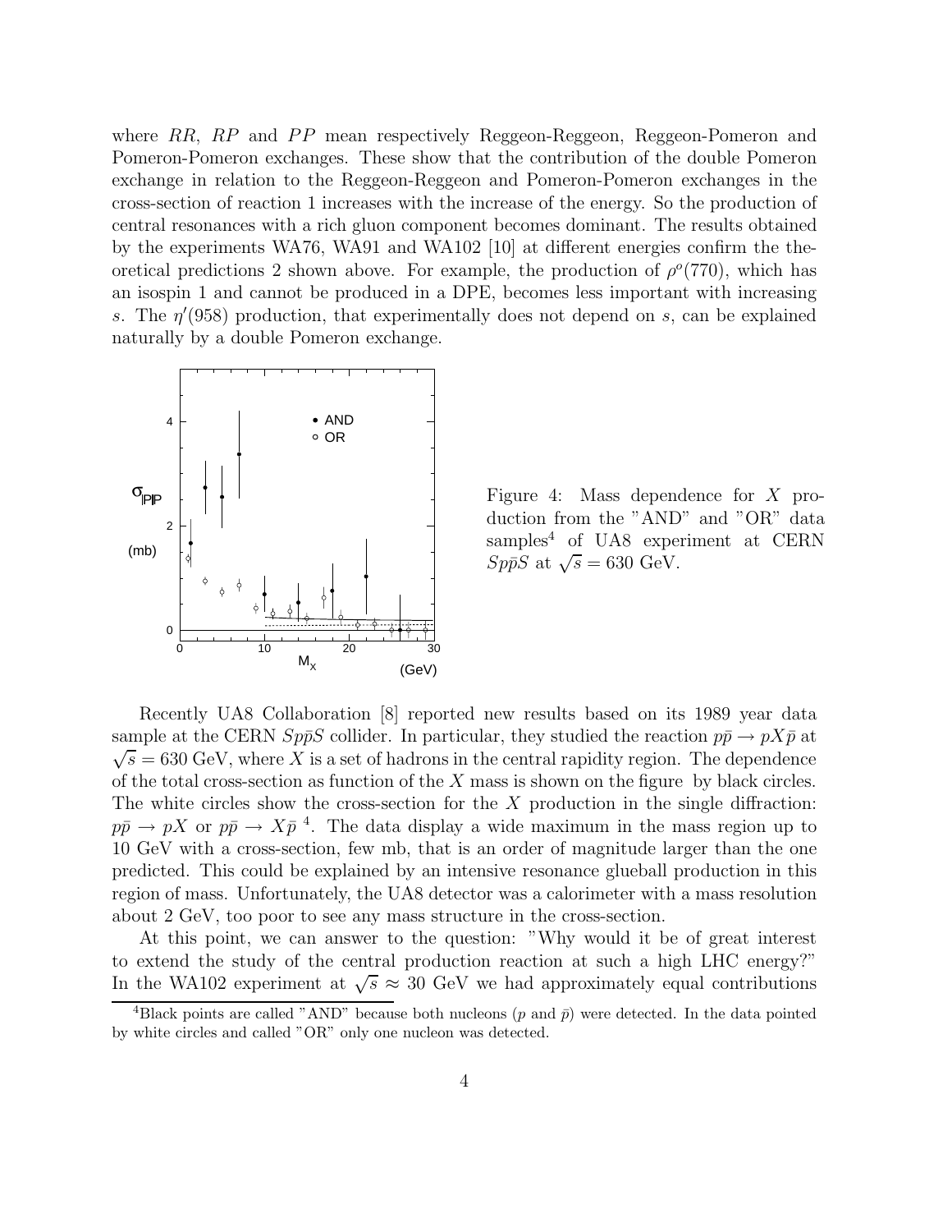where $RR$, $RP$ and $PP$ mean respectively Reggeon-Reggeon, Reggeon-Pomeron and Pomeron-Pomeron exchanges. These show that the contribution of the double Pomeron exchange in relation to the Reggeon-Reggeon and Pomeron-Pomeron exchanges in the cross-section of reaction 1 increases with the increase of the energy. So the production of central resonances with a rich gluon component becomes dominant. The results obtained by the experiments WA76, WA91 and WA102 [10] at different energies confirm the theoretical predictions 2 shown above. For example, the production of $\rho^o(770)$, which has an isospin 1 and cannot be produced in a DPE, becomes less important with increasing $s$. The $\eta'(958)$ production, that experimentally does not depend on $s$, can be explained naturally by a double Pomeron exchange.

Figure 4: Mass dependence for $X$ production from the "AND" and "OR" data samples[4] of UA8 experiment at CERN $Sp\bar{p}S$ at $\sqrt{s} = 630$ GeV.

Recently UA8 Collaboration [8] reported new results based on its 1989 year data sample at the CERN $Sp\bar{p}S$ collider. In particular, they studied the reaction $p\bar{p} \to pX\bar{p}$ at $\sqrt{s} = 630$ GeV, where $X$ is a set of hadrons in the central rapidity region. The dependence of the total cross-section as function of the $X$ mass is shown on the figure by black circles. The white circles show the cross-section for the $X$ production in the single diffraction: $p\bar{p} \to pX$ or $p\bar{p} \to X\bar{p}$ [4]. The data display a wide maximum in the mass region up to 10 GeV with a cross-section, few mb, that is an order of magnitude larger than the one predicted. This could be explained by an intensive resonance glueball production in this region of mass. Unfortunately, the UA8 detector was a calorimeter with a mass resolution about 2 GeV, too poor to see any mass structure in the cross-section.

At this point, we can answer to the question: "Why would it be of great interest to extend the study of the central production reaction at such a high LHC energy?" In the WA102 experiment at $\sqrt{s} \approx 30$ GeV we had approximately equal contributions

[4] Black points are called "AND" because both nucleons ($p$ and $\bar{p}$) were detected. In the data pointed by white circles and called "OR" only one nucleon was detected.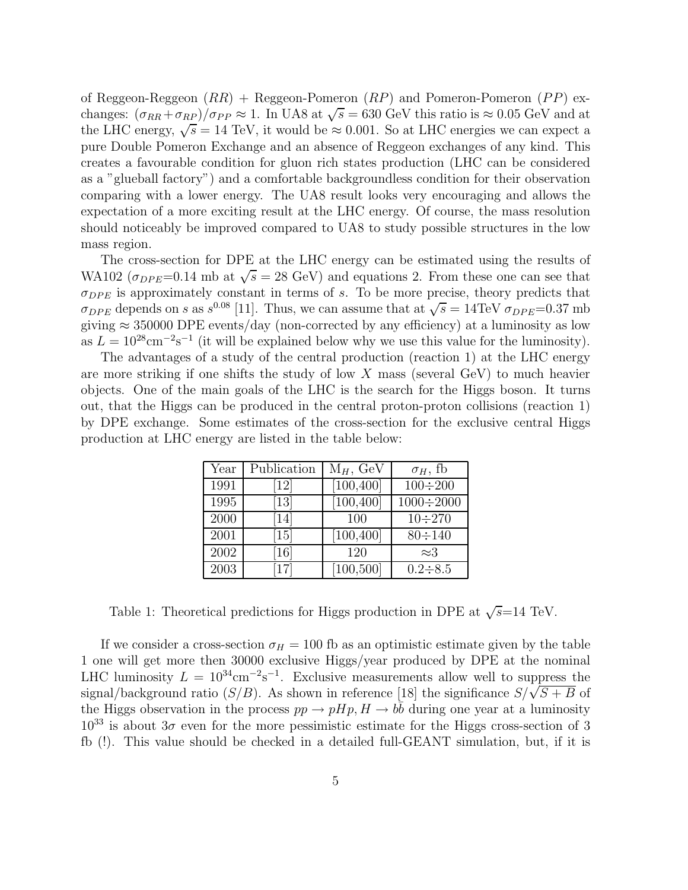of Reggeon-Reggeon ($RR$) + Reggeon-Pomeron ($RP$) and Pomeron-Pomeron ($PP$) exchanges: $(\sigma_{RR}+\sigma_{RP})/\sigma_{PP} \approx 1$. In UA8 at $\sqrt{s} = 630$ GeV this ratio is $\approx 0.05$ GeV and at the LHC energy, $\sqrt{s} = 14$ TeV, it would be $\approx 0.001$. So at LHC energies we can expect a pure Double Pomeron Exchange and an absence of Reggeon exchanges of any kind. This creates a favourable condition for gluon rich states production (LHC can be considered as a "glueball factory") and a comfortable backgroundless condition for their observation comparing with a lower energy. The UA8 result looks very encouraging and allows the expectation of a more exciting result at the LHC energy. Of course, the mass resolution should noticeably be improved compared to UA8 to study possible structures in the low mass region.

The cross-section for DPE at the LHC energy can be estimated using the results of WA102 ($\sigma_{DPE}$=0.14 mb at $\sqrt{s} = 28$ GeV) and equations 2. From these one can see that $\sigma_{DPE}$ is approximately constant in terms of $s$. To be more precise, theory predicts that $\sigma_{DPE}$ depends on $s$ as $s^{0.08}$ [11]. Thus, we can assume that at $\sqrt{s} = 14$TeV $\sigma_{DPE}$=0.37 mb giving $\approx 350000$ DPE events/day (non-corrected by any efficiency) at a luminosity as low as $L = 10^{28}\text{cm}^{-2}\text{s}^{-1}$ (it will be explained below why we use this value for the luminosity).

The advantages of a study of the central production (reaction 1) at the LHC energy are more striking if one shifts the study of low $X$ mass (several GeV) to much heavier objects. One of the main goals of the LHC is the search for the Higgs boson. It turns out, that the Higgs can be produced in the central proton-proton collisions (reaction 1) by DPE exchange. Some estimates of the cross-section for the exclusive central Higgs production at LHC energy are listed in the table below:

| Year | Publication | $M_H$, GeV | $\sigma_H$, fb |
|---|---|---|---|
| 1991 | [12] | [100,400] | 100÷200 |
| 1995 | [13] | [100,400] | 1000÷2000 |
| 2000 | [14] | 100 | 10÷270 |
| 2001 | [15] | [100,400] | 80÷140 |
| 2002 | [16] | 120 | ≈3 |
| 2003 | [17] | [100,500] | 0.2÷8.5 |

Table 1: Theoretical predictions for Higgs production in DPE at $\sqrt{s}$=14 TeV.

If we consider a cross-section $\sigma_H = 100$ fb as an optimistic estimate given by the table 1 one will get more then 30000 exclusive Higgs/year produced by DPE at the nominal LHC luminosity $L = 10^{34}\text{cm}^{-2}\text{s}^{-1}$. Exclusive measurements allow well to suppress the signal/background ratio ($S/B$). As shown in reference [18] the significance $S/\sqrt{S+B}$ of the Higgs observation in the process $pp \to pHp, H \to b\bar{b}$ during one year at a luminosity $10^{33}$ is about $3\sigma$ even for the more pessimistic estimate for the Higgs cross-section of 3 fb (!). This value should be checked in a detailed full-GEANT simulation, but, if it is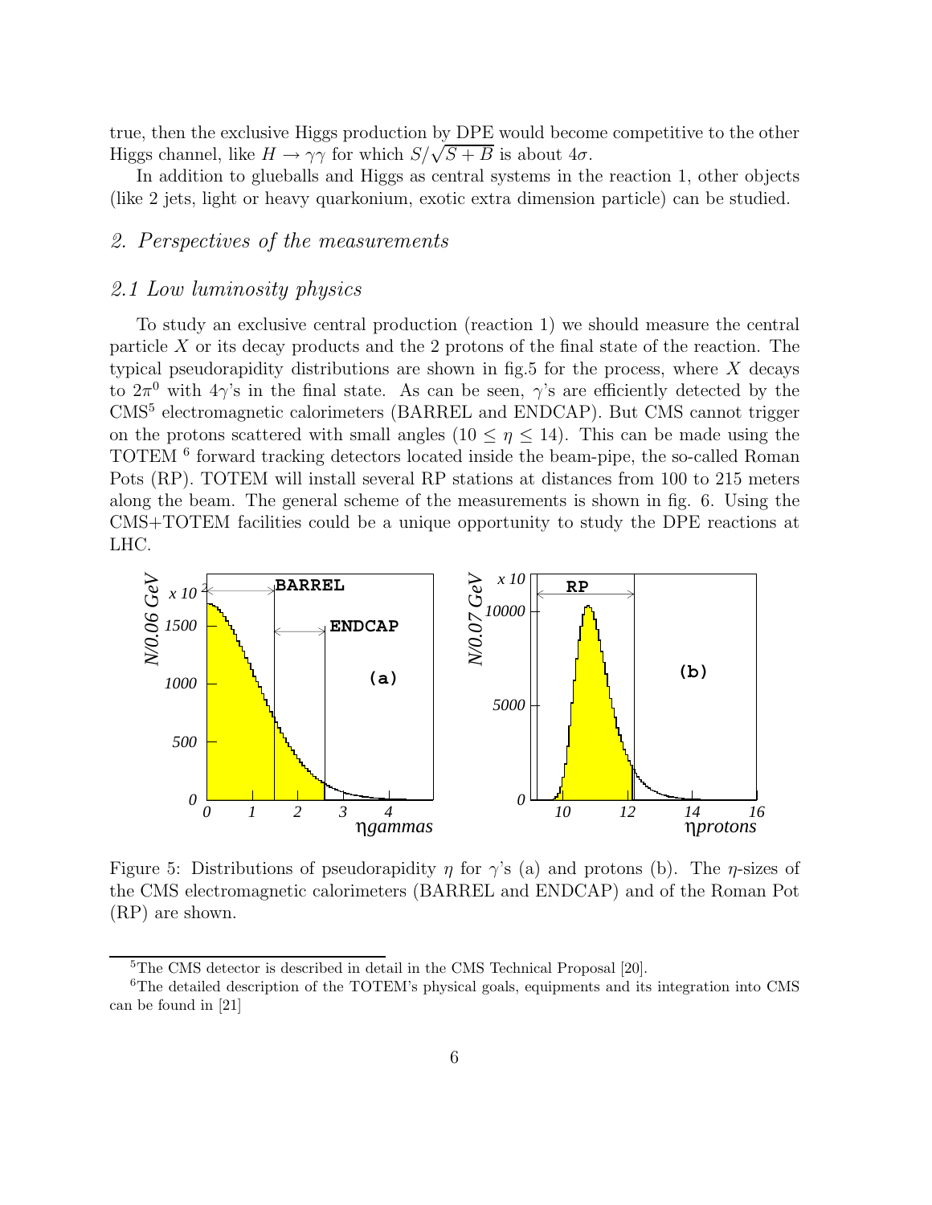true, then the exclusive Higgs production by DPE would become competitive to the other Higgs channel, like $H \to \gamma\gamma$ for which $S/\sqrt{S+B}$ is about $4\sigma$.

In addition to glueballs and Higgs as central systems in the reaction 1, other objects (like 2 jets, light or heavy quarkonium, exotic extra dimension particle) can be studied.

## *2. Perspectives of the measurements*

### *2.1 Low luminosity physics*

To study an exclusive central production (reaction 1) we should measure the central particle $X$ or its decay products and the 2 protons of the final state of the reaction. The typical pseudorapidity distributions are shown in fig.5 for the process, where $X$ decays to $2\pi^0$ with $4\gamma$'s in the final state. As can be seen, $\gamma$'s are efficiently detected by the CMS[5] electromagnetic calorimeters (BARREL and ENDCAP). But CMS cannot trigger on the protons scattered with small angles ($10 \leq \eta \leq 14$). This can be made using the TOTEM [6] forward tracking detectors located inside the beam-pipe, the so-called Roman Pots (RP). TOTEM will install several RP stations at distances from 100 to 215 meters along the beam. The general scheme of the measurements is shown in fig. 6. Using the CMS+TOTEM facilities could be a unique opportunity to study the DPE reactions at LHC.

Figure 5: Distributions of pseudorapidity $\eta$ for $\gamma$'s (a) and protons (b). The $\eta$-sizes of the CMS electromagnetic calorimeters (BARREL and ENDCAP) and of the Roman Pot (RP) are shown.

[5] The CMS detector is described in detail in the CMS Technical Proposal [20].

[6] The detailed description of the TOTEM's physical goals, equipments and its integration into CMS can be found in [21]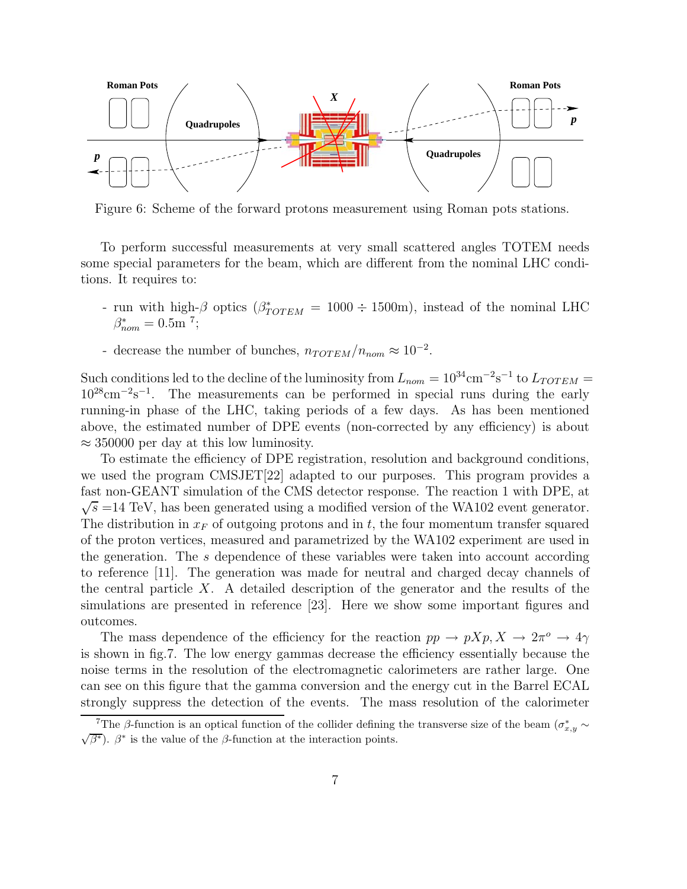Figure 6: Scheme of the forward protons measurement using Roman pots stations.

To perform successful measurements at very small scattered angles TOTEM needs some special parameters for the beam, which are different from the nominal LHC conditions. It requires to:

- run with high-$\beta$ optics ($\beta^*_{TOTEM} = 1000 \div 1500$m), instead of the nominal LHC $\beta^*_{nom} = 0.5$m [7];
- decrease the number of bunches, $n_{TOTEM}/n_{nom} \approx 10^{-2}$.

Such conditions led to the decline of the luminosity from $L_{nom} = 10^{34}\text{cm}^{-2}\text{s}^{-1}$ to $L_{TOTEM} = 10^{28}\text{cm}^{-2}\text{s}^{-1}$. The measurements can be performed in special runs during the early running-in phase of the LHC, taking periods of a few days. As has been mentioned above, the estimated number of DPE events (non-corrected by any efficiency) is about $\approx 350000$ per day at this low luminosity.

To estimate the efficiency of DPE registration, resolution and background conditions, we used the program CMSJET[22] adapted to our purposes. This program provides a fast non-GEANT simulation of the CMS detector response. The reaction 1 with DPE, at $\sqrt{s}$ =14 TeV, has been generated using a modified version of the WA102 event generator. The distribution in $x_F$ of outgoing protons and in $t$, the four momentum transfer squared of the proton vertices, measured and parametrized by the WA102 experiment are used in the generation. The $s$ dependence of these variables were taken into account according to reference [11]. The generation was made for neutral and charged decay channels of the central particle $X$. A detailed description of the generator and the results of the simulations are presented in reference [23]. Here we show some important figures and outcomes.

The mass dependence of the efficiency for the reaction $pp \to pXp, X \to 2\pi^o \to 4\gamma$ is shown in fig.7. The low energy gammas decrease the efficiency essentially because the noise terms in the resolution of the electromagnetic calorimeters are rather large. One can see on this figure that the gamma conversion and the energy cut in the Barrel ECAL strongly suppress the detection of the events. The mass resolution of the calorimeter

[7] The $\beta$-function is an optical function of the collider defining the transverse size of the beam ($\sigma^*_{x,y} \sim \sqrt{\beta^*}$). $\beta^*$ is the value of the $\beta$-function at the interaction points.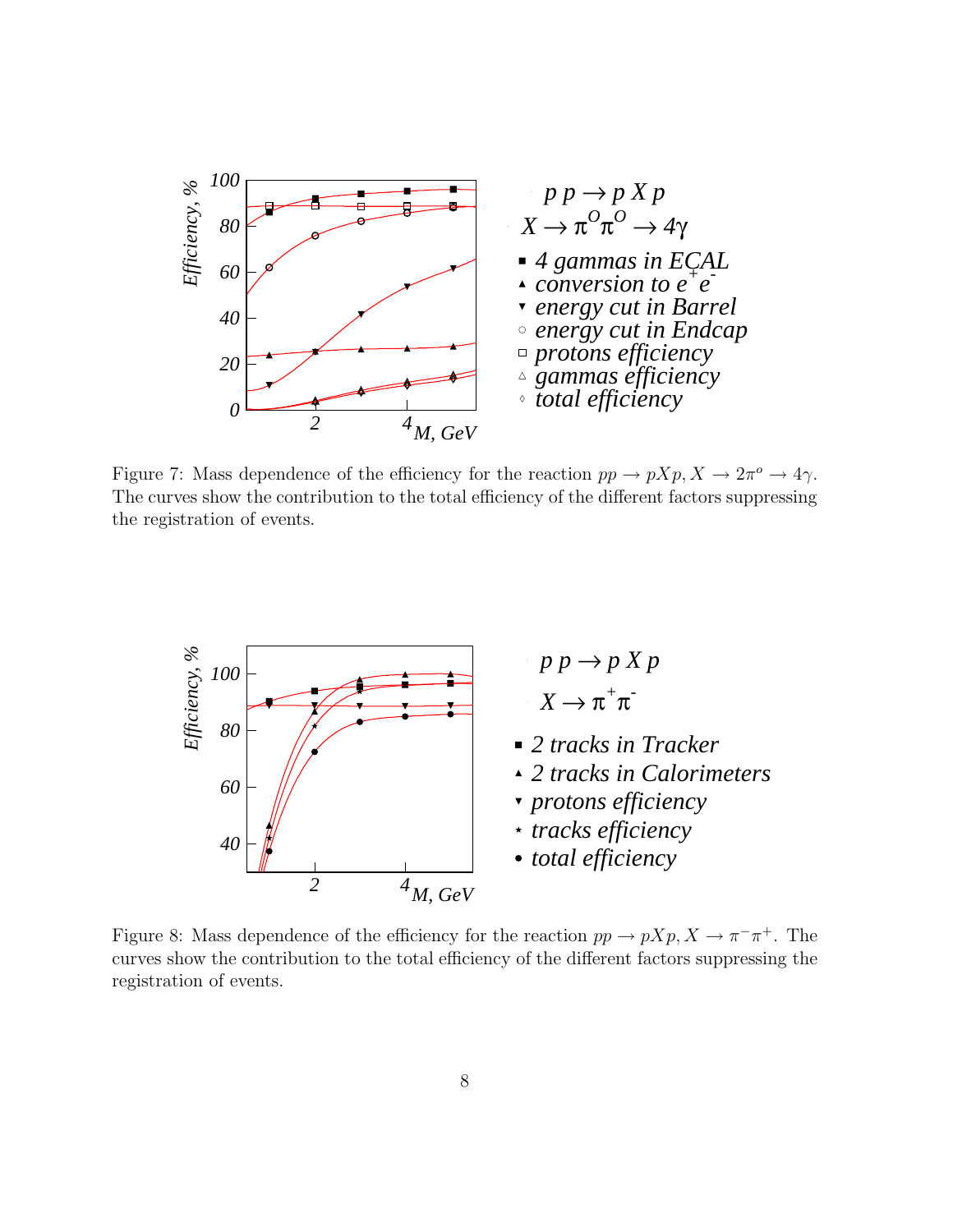Figure 7: Mass dependence of the efficiency for the reaction $pp \to pXp, X \to 2\pi^o \to 4\gamma$. The curves show the contribution to the total efficiency of the different factors suppressing the registration of events.

Figure 8: Mass dependence of the efficiency for the reaction $pp \to pXp, X \to \pi^-\pi^+$. The curves show the contribution to the total efficiency of the different factors suppressing the registration of events.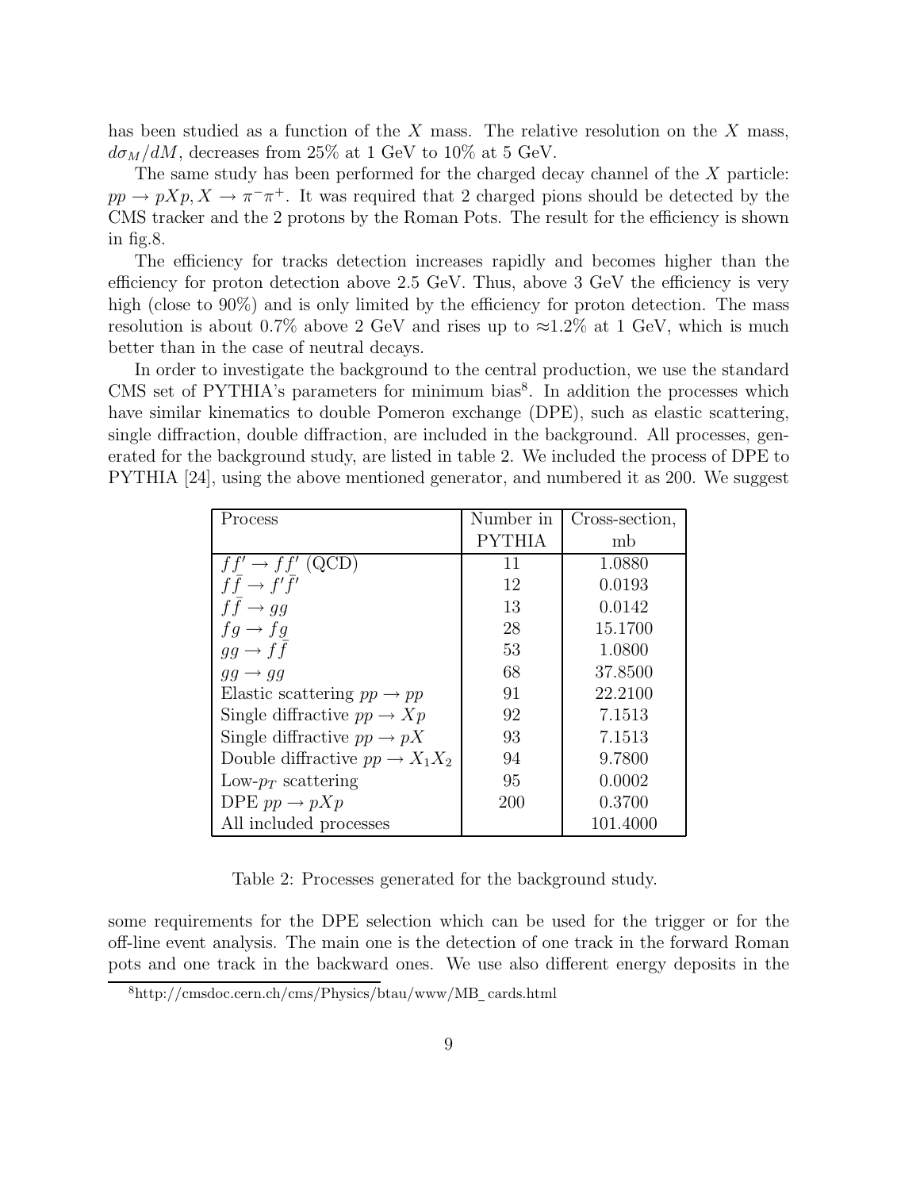has been studied as a function of the $X$ mass. The relative resolution on the $X$ mass, $d\sigma_M/dM$, decreases from 25% at 1 GeV to 10% at 5 GeV.

The same study has been performed for the charged decay channel of the $X$ particle: $pp \to pXp, X \to \pi^-\pi^+$. It was required that 2 charged pions should be detected by the CMS tracker and the 2 protons by the Roman Pots. The result for the efficiency is shown in fig.8.

The efficiency for tracks detection increases rapidly and becomes higher than the efficiency for proton detection above 2.5 GeV. Thus, above 3 GeV the efficiency is very high (close to 90%) and is only limited by the efficiency for proton detection. The mass resolution is about 0.7% above 2 GeV and rises up to ≈1.2% at 1 GeV, which is much better than in the case of neutral decays.

In order to investigate the background to the central production, we use the standard CMS set of PYTHIA's parameters for minimum bias[8]. In addition the processes which have similar kinematics to double Pomeron exchange (DPE), such as elastic scattering, single diffraction, double diffraction, are included in the background. All processes, generated for the background study, are listed in table 2. We included the process of DPE to PYTHIA [24], using the above mentioned generator, and numbered it as 200. We suggest

| Process | Number in PYTHIA | Cross-section, mb |
|---|---|---|
| $ff' \to ff'$ (QCD) | 11 | 1.0880 |
| $f\bar{f} \to f'\bar{f}'$ | 12 | 0.0193 |
| $f\bar{f} \to gg$ | 13 | 0.0142 |
| $fg \to fg$ | 28 | 15.1700 |
| $gg \to f\bar{f}$ | 53 | 1.0800 |
| $gg \to gg$ | 68 | 37.8500 |
| Elastic scattering $pp \to pp$ | 91 | 22.2100 |
| Single diffractive $pp \to Xp$ | 92 | 7.1513 |
| Single diffractive $pp \to pX$ | 93 | 7.1513 |
| Double diffractive $pp \to X_1X_2$ | 94 | 9.7800 |
| Low-$p_T$ scattering | 95 | 0.0002 |
| DPE $pp \to pXp$ | 200 | 0.3700 |
| All included processes | | 101.4000 |

Table 2: Processes generated for the background study.

some requirements for the DPE selection which can be used for the trigger or for the off-line event analysis. The main one is the detection of one track in the forward Roman pots and one track in the backward ones. We use also different energy deposits in the

[8] http://cmsdoc.cern.ch/cms/Physics/btau/www/MB_cards.html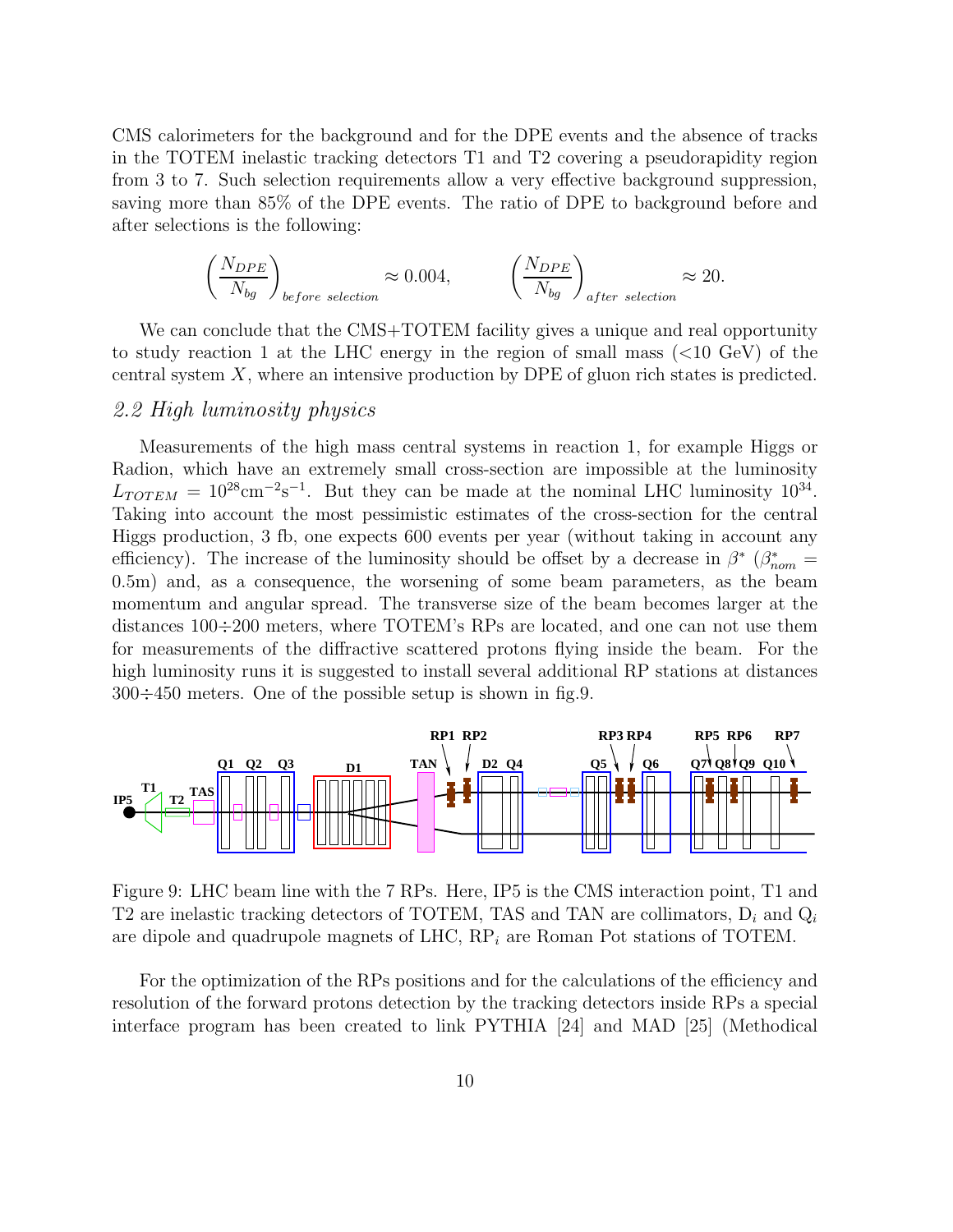CMS calorimeters for the background and for the DPE events and the absence of tracks in the TOTEM inelastic tracking detectors T1 and T2 covering a pseudorapidity region from 3 to 7. Such selection requirements allow a very effective background suppression, saving more than 85% of the DPE events. The ratio of DPE to background before and after selections is the following:

$$\left(\frac{N_{DPE}}{N_{bg}}\right)_{before\ selection} \approx 0.004, \qquad \left(\frac{N_{DPE}}{N_{bg}}\right)_{after\ selection} \approx 20.$$

We can conclude that the CMS+TOTEM facility gives a unique and real opportunity to study reaction 1 at the LHC energy in the region of small mass (<10 GeV) of the central system $X$, where an intensive production by DPE of gluon rich states is predicted.

### *2.2 High luminosity physics*

Measurements of the high mass central systems in reaction 1, for example Higgs or Radion, which have an extremely small cross-section are impossible at the luminosity $L_{TOTEM} = 10^{28}\text{cm}^{-2}\text{s}^{-1}$. But they can be made at the nominal LHC luminosity $10^{34}$. Taking into account the most pessimistic estimates of the cross-section for the central Higgs production, 3 fb, one expects 600 events per year (without taking in account any efficiency). The increase of the luminosity should be offset by a decrease in $\beta^*$ ($\beta^*_{nom} = 0.5$m) and, as a consequence, the worsening of some beam parameters, as the beam momentum and angular spread. The transverse size of the beam becomes larger at the distances 100÷200 meters, where TOTEM's RPs are located, and one can not use them for measurements of the diffractive scattered protons flying inside the beam. For the high luminosity runs it is suggested to install several additional RP stations at distances 300÷450 meters. One of the possible setup is shown in fig.9.

Figure 9: LHC beam line with the 7 RPs. Here, IP5 is the CMS interaction point, T1 and T2 are inelastic tracking detectors of TOTEM, TAS and TAN are collimators, $D_i$ and $Q_i$ are dipole and quadrupole magnets of LHC, $RP_i$ are Roman Pot stations of TOTEM.

For the optimization of the RPs positions and for the calculations of the efficiency and resolution of the forward protons detection by the tracking detectors inside RPs a special interface program has been created to link PYTHIA [24] and MAD [25] (Methodical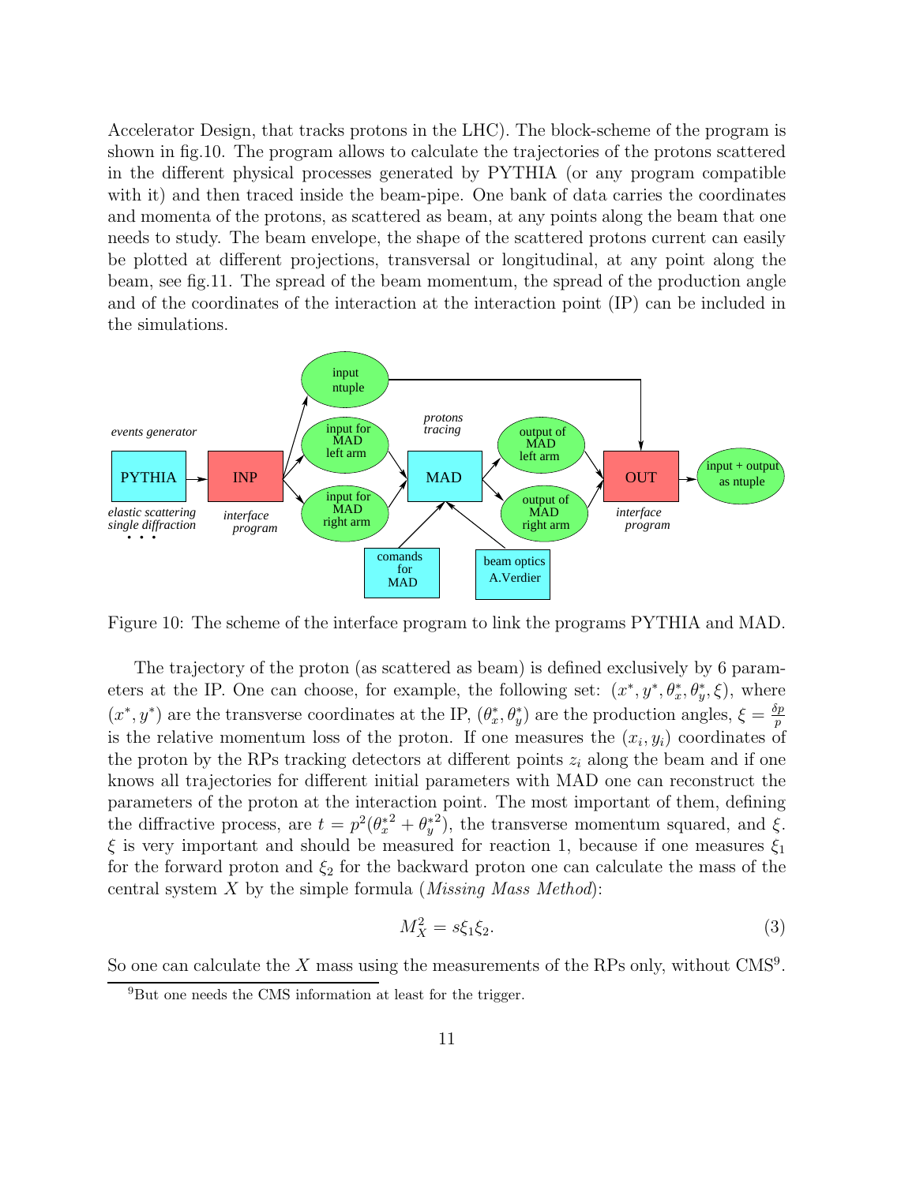Accelerator Design, that tracks protons in the LHC). The block-scheme of the program is shown in fig.10. The program allows to calculate the trajectories of the protons scattered in the different physical processes generated by PYTHIA (or any program compatible with it) and then traced inside the beam-pipe. One bank of data carries the coordinates and momenta of the protons, as scattered as beam, at any points along the beam that one needs to study. The beam envelope, the shape of the scattered protons current can easily be plotted at different projections, transversal or longitudinal, at any point along the beam, see fig.11. The spread of the beam momentum, the spread of the production angle and of the coordinates of the interaction at the interaction point (IP) can be included in the simulations.

Figure 10: The scheme of the interface program to link the programs PYTHIA and MAD.

The trajectory of the proton (as scattered as beam) is defined exclusively by 6 parameters at the IP. One can choose, for example, the following set: $(x^*, y^*, \theta_x^*, \theta_y^*, \xi)$, where $(x^*, y^*)$ are the transverse coordinates at the IP, $(\theta_x^*, \theta_y^*)$ are the production angles, $\xi = \frac{\delta p}{p}$ is the relative momentum loss of the proton. If one measures the $(x_i, y_i)$ coordinates of the proton by the RPs tracking detectors at different points $z_i$ along the beam and if one knows all trajectories for different initial parameters with MAD one can reconstruct the parameters of the proton at the interaction point. The most important of them, defining the diffractive process, are $t = p^2({\theta_x^*}^2 + {\theta_y^*}^2)$, the transverse momentum squared, and $\xi$. $\xi$ is very important and should be measured for reaction 1, because if one measures $\xi_1$ for the forward proton and $\xi_2$ for the backward proton one can calculate the mass of the central system $X$ by the simple formula (*Missing Mass Method*):

$$M_X^2 = s\xi_1\xi_2. \tag{3}$$

So one can calculate the $X$ mass using the measurements of the RPs only, without CMS[9].

[9] But one needs the CMS information at least for the trigger.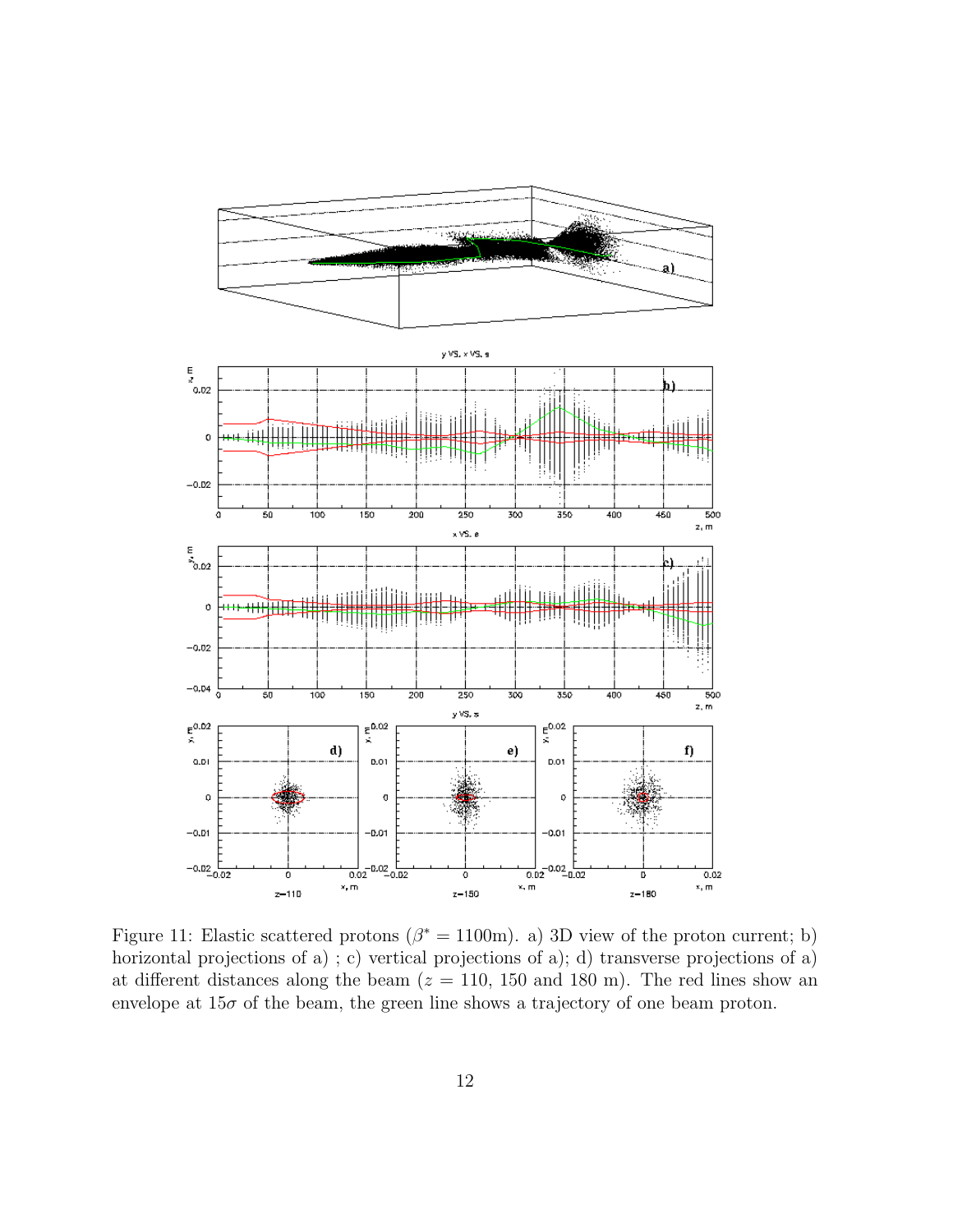Figure 11: Elastic scattered protons ($\beta^* = 1100$m). a) 3D view of the proton current; b) horizontal projections of a) ; c) vertical projections of a); d) transverse projections of a) at different distances along the beam ($z$ = 110, 150 and 180 m). The red lines show an envelope at $15\sigma$ of the beam, the green line shows a trajectory of one beam proton.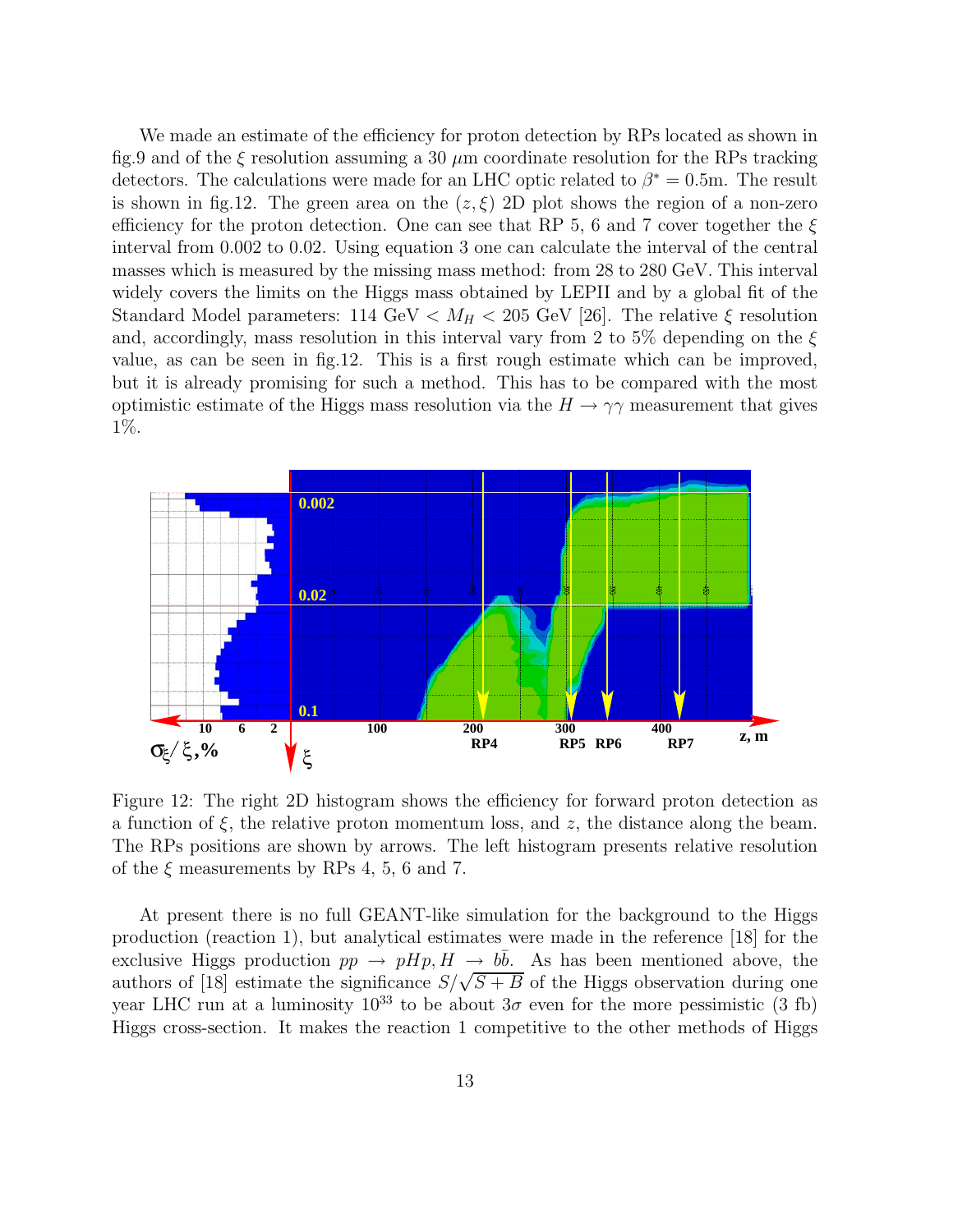We made an estimate of the efficiency for proton detection by RPs located as shown in fig.9 and of the $\xi$ resolution assuming a 30 $\mu$m coordinate resolution for the RPs tracking detectors. The calculations were made for an LHC optic related to $\beta^* = 0.5$m. The result is shown in fig.12. The green area on the $(z, \xi)$ 2D plot shows the region of a non-zero efficiency for the proton detection. One can see that RP 5, 6 and 7 cover together the $\xi$ interval from 0.002 to 0.02. Using equation 3 one can calculate the interval of the central masses which is measured by the missing mass method: from 28 to 280 GeV. This interval widely covers the limits on the Higgs mass obtained by LEPII and by a global fit of the Standard Model parameters: 114 GeV $< M_H <$ 205 GeV [26]. The relative $\xi$ resolution and, accordingly, mass resolution in this interval vary from 2 to 5% depending on the $\xi$ value, as can be seen in fig.12. This is a first rough estimate which can be improved, but it is already promising for such a method. This has to be compared with the most optimistic estimate of the Higgs mass resolution via the $H \rightarrow \gamma\gamma$ measurement that gives 1%.

Figure 12: The right 2D histogram shows the efficiency for forward proton detection as a function of $\xi$, the relative proton momentum loss, and $z$, the distance along the beam. The RPs positions are shown by arrows. The left histogram presents relative resolution of the $\xi$ measurements by RPs 4, 5, 6 and 7.

At present there is no full GEANT-like simulation for the background to the Higgs production (reaction 1), but analytical estimates were made in the reference [18] for the exclusive Higgs production $pp \rightarrow pHp, H \rightarrow b\bar{b}$. As has been mentioned above, the authors of [18] estimate the significance $S/\sqrt{S+B}$ of the Higgs observation during one year LHC run at a luminosity $10^{33}$ to be about $3\sigma$ even for the more pessimistic (3 fb) Higgs cross-section. It makes the reaction 1 competitive to the other methods of Higgs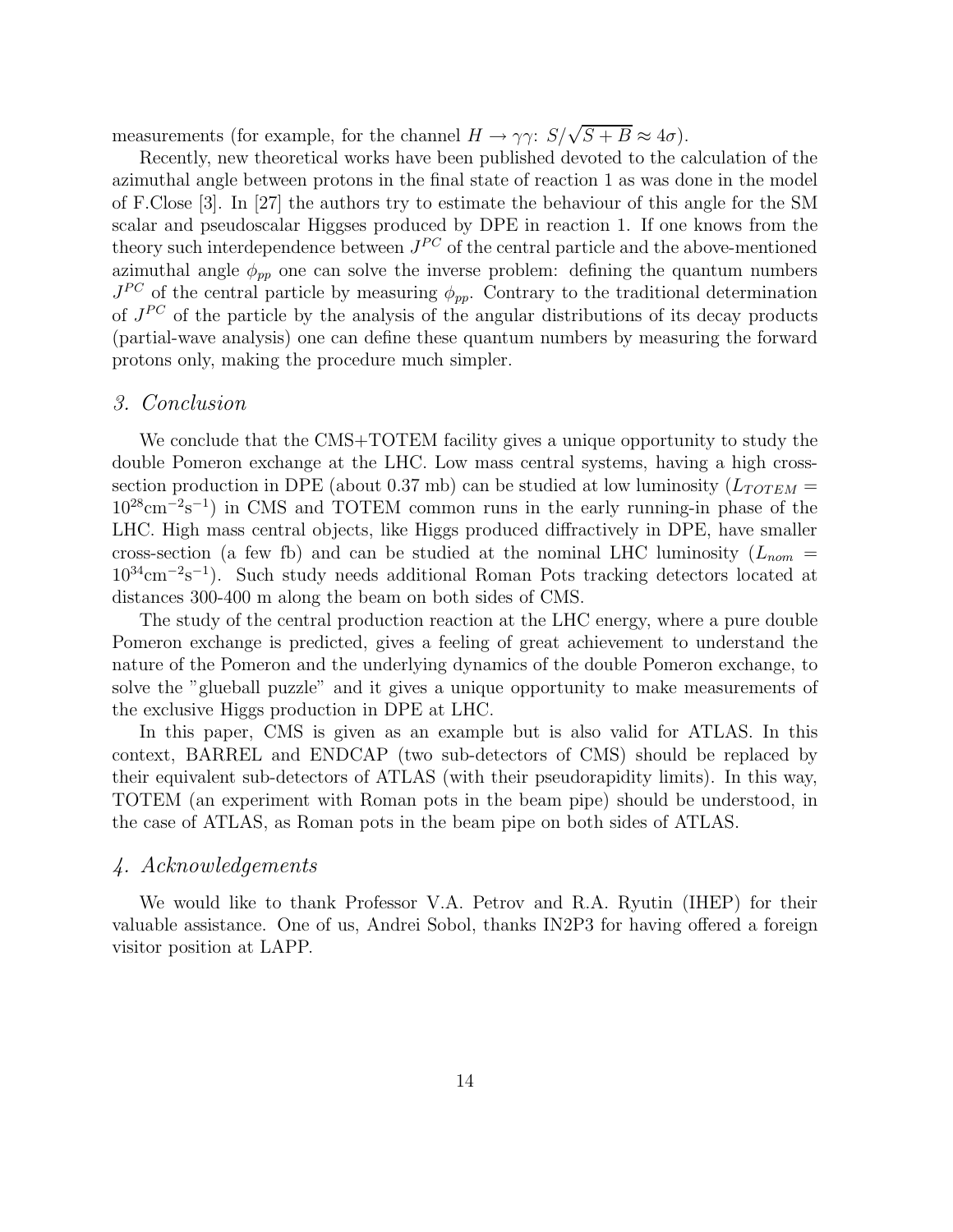measurements (for example, for the channel $H \to \gamma\gamma$: $S/\sqrt{S+B} \approx 4\sigma$).

Recently, new theoretical works have been published devoted to the calculation of the azimuthal angle between protons in the final state of reaction 1 as was done in the model of F.Close [3]. In [27] the authors try to estimate the behaviour of this angle for the SM scalar and pseudoscalar Higgses produced by DPE in reaction 1. If one knows from the theory such interdependence between $J^{PC}$ of the central particle and the above-mentioned azimuthal angle $\phi_{pp}$ one can solve the inverse problem: defining the quantum numbers $J^{PC}$ of the central particle by measuring $\phi_{pp}$. Contrary to the traditional determination of $J^{PC}$ of the particle by the analysis of the angular distributions of its decay products (partial-wave analysis) one can define these quantum numbers by measuring the forward protons only, making the procedure much simpler.

## *3. Conclusion*

We conclude that the CMS+TOTEM facility gives a unique opportunity to study the double Pomeron exchange at the LHC. Low mass central systems, having a high cross-section production in DPE (about 0.37 mb) can be studied at low luminosity ($L_{TOTEM} = 10^{28}\mathrm{cm}^{-2}\mathrm{s}^{-1}$) in CMS and TOTEM common runs in the early running-in phase of the LHC. High mass central objects, like Higgs produced diffractively in DPE, have smaller cross-section (a few fb) and can be studied at the nominal LHC luminosity ($L_{nom} = 10^{34}\mathrm{cm}^{-2}\mathrm{s}^{-1}$). Such study needs additional Roman Pots tracking detectors located at distances 300-400 m along the beam on both sides of CMS.

The study of the central production reaction at the LHC energy, where a pure double Pomeron exchange is predicted, gives a feeling of great achievement to understand the nature of the Pomeron and the underlying dynamics of the double Pomeron exchange, to solve the "glueball puzzle" and it gives a unique opportunity to make measurements of the exclusive Higgs production in DPE at LHC.

In this paper, CMS is given as an example but is also valid for ATLAS. In this context, BARREL and ENDCAP (two sub-detectors of CMS) should be replaced by their equivalent sub-detectors of ATLAS (with their pseudorapidity limits). In this way, TOTEM (an experiment with Roman pots in the beam pipe) should be understood, in the case of ATLAS, as Roman pots in the beam pipe on both sides of ATLAS.

## *4. Acknowledgements*

We would like to thank Professor V.A. Petrov and R.A. Ryutin (IHEP) for their valuable assistance. One of us, Andrei Sobol, thanks IN2P3 for having offered a foreign visitor position at LAPP.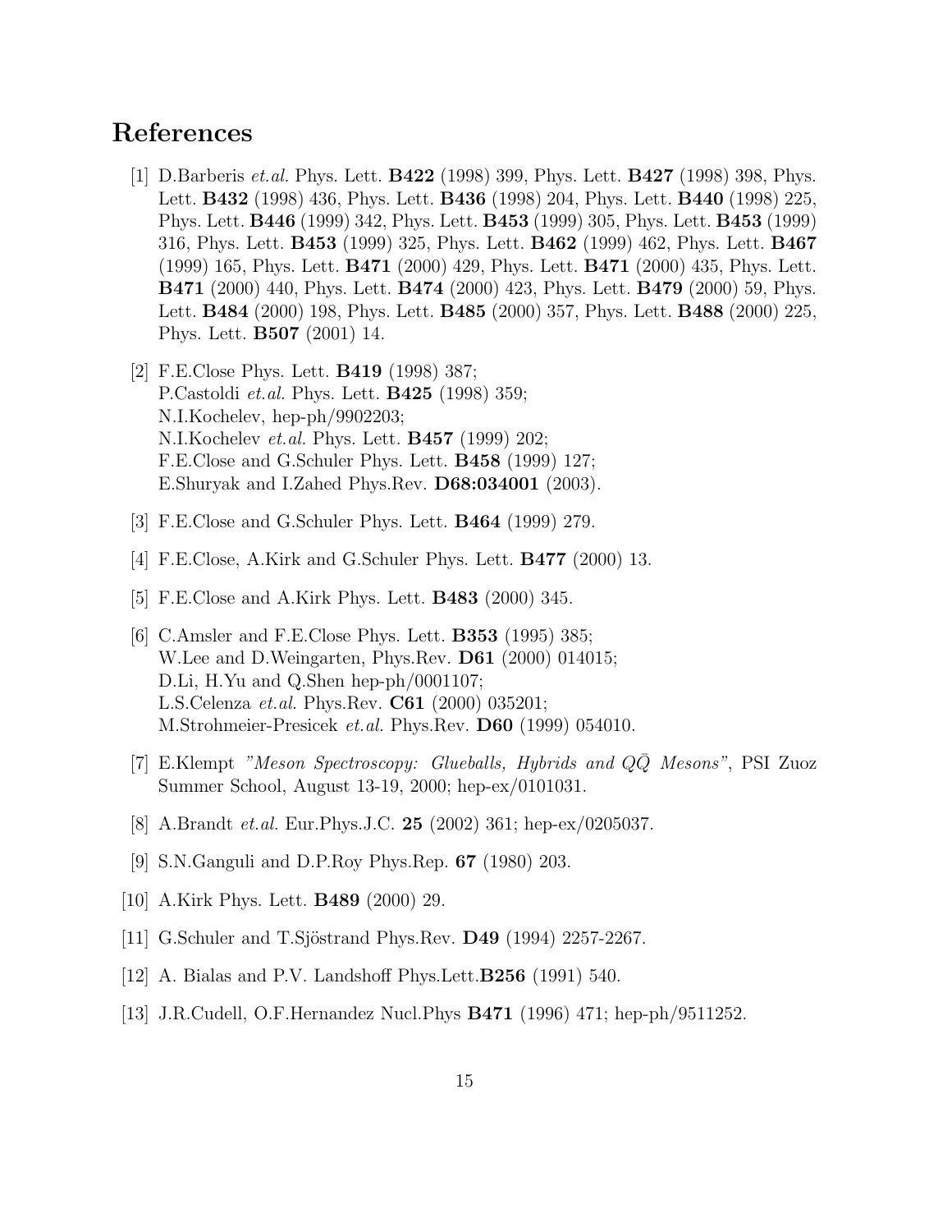# References

[1] D.Barberis *et.al.* Phys. Lett. **B422** (1998) 399, Phys. Lett. **B427** (1998) 398, Phys. Lett. **B432** (1998) 436, Phys. Lett. **B436** (1998) 204, Phys. Lett. **B440** (1998) 225, Phys. Lett. **B446** (1999) 342, Phys. Lett. **B453** (1999) 305, Phys. Lett. **B453** (1999) 316, Phys. Lett. **B453** (1999) 325, Phys. Lett. **B462** (1999) 462, Phys. Lett. **B467** (1999) 165, Phys. Lett. **B471** (2000) 429, Phys. Lett. **B471** (2000) 435, Phys. Lett. **B471** (2000) 440, Phys. Lett. **B474** (2000) 423, Phys. Lett. **B479** (2000) 59, Phys. Lett. **B484** (2000) 198, Phys. Lett. **B485** (2000) 357, Phys. Lett. **B488** (2000) 225, Phys. Lett. **B507** (2001) 14.

[2] F.E.Close Phys. Lett. **B419** (1998) 387;
P.Castoldi *et.al.* Phys. Lett. **B425** (1998) 359;
N.I.Kochelev, hep-ph/9902203;
N.I.Kochelev *et.al.* Phys. Lett. **B457** (1999) 202;
F.E.Close and G.Schuler Phys. Lett. **B458** (1999) 127;
E.Shuryak and I.Zahed Phys.Rev. **D68:034001** (2003).

[3] F.E.Close and G.Schuler Phys. Lett. **B464** (1999) 279.

[4] F.E.Close, A.Kirk and G.Schuler Phys. Lett. **B477** (2000) 13.

[5] F.E.Close and A.Kirk Phys. Lett. **B483** (2000) 345.

[6] C.Amsler and F.E.Close Phys. Lett. **B353** (1995) 385;
W.Lee and D.Weingarten, Phys.Rev. **D61** (2000) 014015;
D.Li, H.Yu and Q.Shen hep-ph/0001107;
L.S.Celenza *et.al.* Phys.Rev. **C61** (2000) 035201;
M.Strohmeier-Presicek *et.al.* Phys.Rev. **D60** (1999) 054010.

[7] E.Klempt *"Meson Spectroscopy: Glueballs, Hybrids and $Q\bar{Q}$ Mesons"*, PSI Zuoz Summer School, August 13-19, 2000; hep-ex/0101031.

[8] A.Brandt *et.al.* Eur.Phys.J.C. **25** (2002) 361; hep-ex/0205037.

[9] S.N.Ganguli and D.P.Roy Phys.Rep. **67** (1980) 203.

[10] A.Kirk Phys. Lett. **B489** (2000) 29.

[11] G.Schuler and T.Sjöstrand Phys.Rev. **D49** (1994) 2257-2267.

[12] A. Bialas and P.V. Landshoff Phys.Lett.**B256** (1991) 540.

[13] J.R.Cudell, O.F.Hernandez Nucl.Phys **B471** (1996) 471; hep-ph/9511252.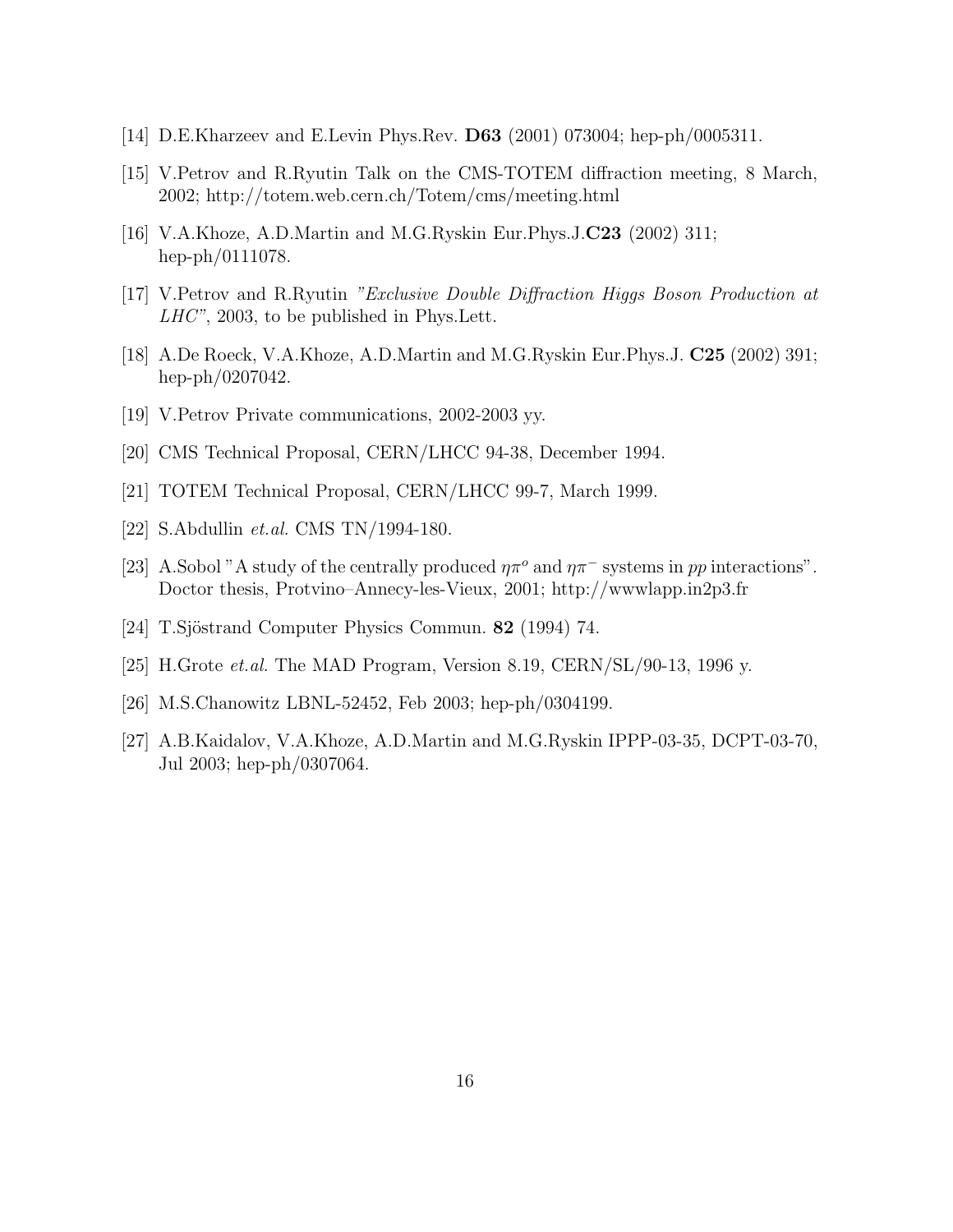[14] D.E.Kharzeev and E.Levin Phys.Rev. **D63** (2001) 073004; hep-ph/0005311.

[15] V.Petrov and R.Ryutin Talk on the CMS-TOTEM diffraction meeting, 8 March, 2002; http://totem.web.cern.ch/Totem/cms/meeting.html

[16] V.A.Khoze, A.D.Martin and M.G.Ryskin Eur.Phys.J.**C23** (2002) 311; hep-ph/0111078.

[17] V.Petrov and R.Ryutin *"Exclusive Double Diffraction Higgs Boson Production at LHC"*, 2003, to be published in Phys.Lett.

[18] A.De Roeck, V.A.Khoze, A.D.Martin and M.G.Ryskin Eur.Phys.J. **C25** (2002) 391; hep-ph/0207042.

[19] V.Petrov Private communications, 2002-2003 yy.

[20] CMS Technical Proposal, CERN/LHCC 94-38, December 1994.

[21] TOTEM Technical Proposal, CERN/LHCC 99-7, March 1999.

[22] S.Abdullin *et.al.* CMS TN/1994-180.

[23] A.Sobol "A study of the centrally produced $\eta\pi^o$ and $\eta\pi^-$ systems in $pp$ interactions". Doctor thesis, Protvino–Annecy-les-Vieux, 2001; http://wwwlapp.in2p3.fr

[24] T.Sjöstrand Computer Physics Commun. **82** (1994) 74.

[25] H.Grote *et.al.* The MAD Program, Version 8.19, CERN/SL/90-13, 1996 y.

[26] M.S.Chanowitz LBNL-52452, Feb 2003; hep-ph/0304199.

[27] A.B.Kaidalov, V.A.Khoze, A.D.Martin and M.G.Ryskin IPPP-03-35, DCPT-03-70, Jul 2003; hep-ph/0307064.